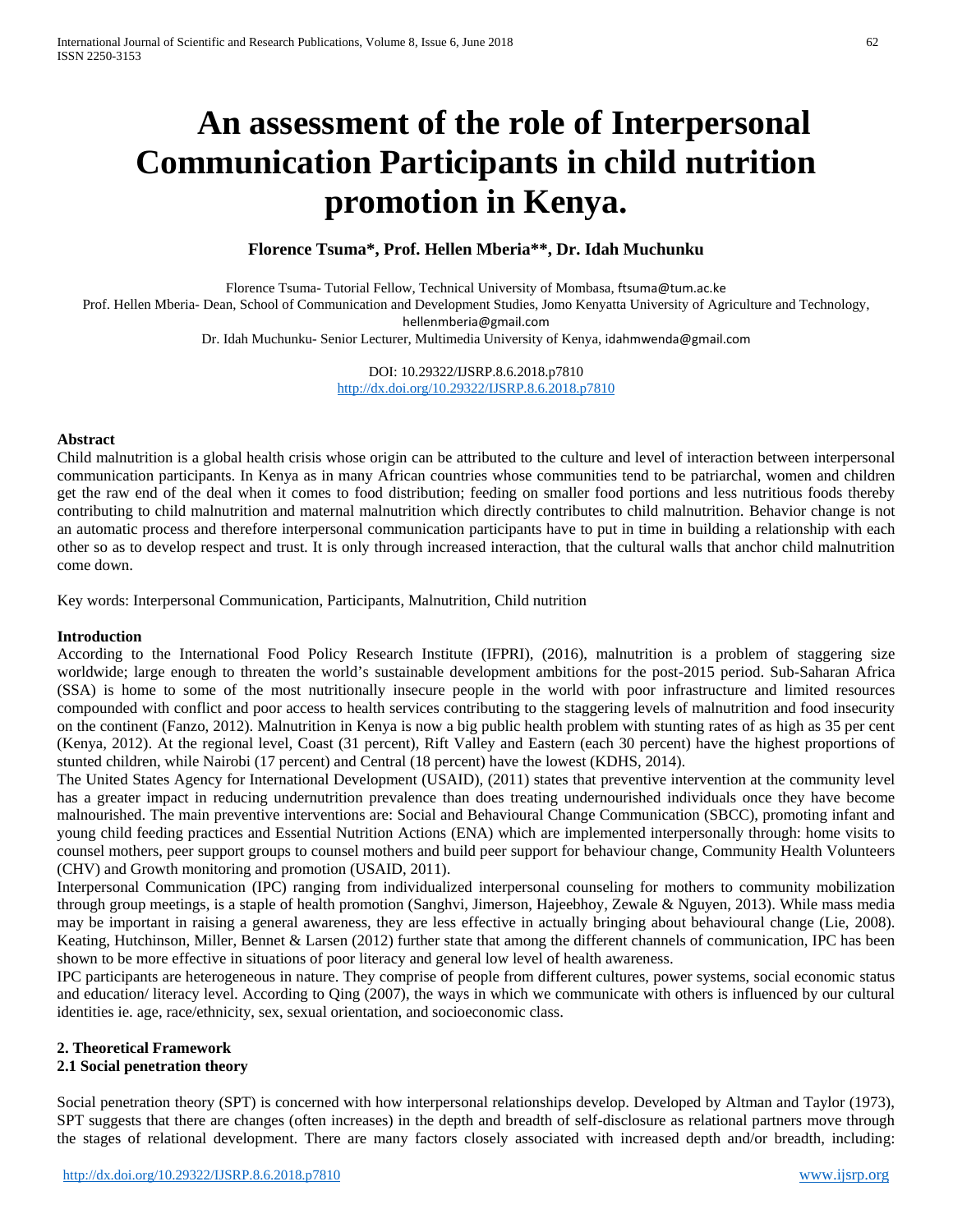# An assessment of the role of Interpersonal Communication Participants in child nutrition promotion in Kenya.

**Florence Tsuma\*, Prof. Hellen Mberia\*\*, Dr. Idah Muchunku**

Florence Tsuma- Tutorial Fellow, Technical University of Mombasa, ftsuma@tum.ac.ke
Prof. Hellen Mberia- Dean, School of Communication and Development Studies, Jomo Kenyatta University of Agriculture and Technology, hellenmberia@gmail.com
Dr. Idah Muchunku- Senior Lecturer, Multimedia University of Kenya, idahmwenda@gmail.com

DOI: 10.29322/IJSRP.8.6.2018.p7810
http://dx.doi.org/10.29322/IJSRP.8.6.2018.p7810

**Abstract**

Child malnutrition is a global health crisis whose origin can be attributed to the culture and level of interaction between interpersonal communication participants. In Kenya as in many African countries whose communities tend to be patriarchal, women and children get the raw end of the deal when it comes to food distribution; feeding on smaller food portions and less nutritious foods thereby contributing to child malnutrition and maternal malnutrition which directly contributes to child malnutrition. Behavior change is not an automatic process and therefore interpersonal communication participants have to put in time in building a relationship with each other so as to develop respect and trust. It is only through increased interaction, that the cultural walls that anchor child malnutrition come down.

Key words: Interpersonal Communication, Participants, Malnutrition, Child nutrition

**Introduction**

According to the International Food Policy Research Institute (IFPRI), (2016), malnutrition is a problem of staggering size worldwide; large enough to threaten the world's sustainable development ambitions for the post-2015 period. Sub-Saharan Africa (SSA) is home to some of the most nutritionally insecure people in the world with poor infrastructure and limited resources compounded with conflict and poor access to health services contributing to the staggering levels of malnutrition and food insecurity on the continent (Fanzo, 2012). Malnutrition in Kenya is now a big public health problem with stunting rates of as high as 35 per cent (Kenya, 2012). At the regional level, Coast (31 percent), Rift Valley and Eastern (each 30 percent) have the highest proportions of stunted children, while Nairobi (17 percent) and Central (18 percent) have the lowest (KDHS, 2014).

The United States Agency for International Development (USAID), (2011) states that preventive intervention at the community level has a greater impact in reducing undernutrition prevalence than does treating undernourished individuals once they have become malnourished. The main preventive interventions are: Social and Behavioural Change Communication (SBCC), promoting infant and young child feeding practices and Essential Nutrition Actions (ENA) which are implemented interpersonally through: home visits to counsel mothers, peer support groups to counsel mothers and build peer support for behaviour change, Community Health Volunteers (CHV) and Growth monitoring and promotion (USAID, 2011).

Interpersonal Communication (IPC) ranging from individualized interpersonal counseling for mothers to community mobilization through group meetings, is a staple of health promotion (Sanghvi, Jimerson, Hajeebhoy, Zewale & Nguyen, 2013). While mass media may be important in raising a general awareness, they are less effective in actually bringing about behavioural change (Lie, 2008). Keating, Hutchinson, Miller, Bennet & Larsen (2012) further state that among the different channels of communication, IPC has been shown to be more effective in situations of poor literacy and general low level of health awareness.

IPC participants are heterogeneous in nature. They comprise of people from different cultures, power systems, social economic status and education/ literacy level. According to Qing (2007), the ways in which we communicate with others is influenced by our cultural identities ie. age, race/ethnicity, sex, sexual orientation, and socioeconomic class.

## 2. Theoretical Framework

### 2.1 Social penetration theory

Social penetration theory (SPT) is concerned with how interpersonal relationships develop. Developed by Altman and Taylor (1973), SPT suggests that there are changes (often increases) in the depth and breadth of self-disclosure as relational partners move through the stages of relational development. There are many factors closely associated with increased depth and/or breadth, including: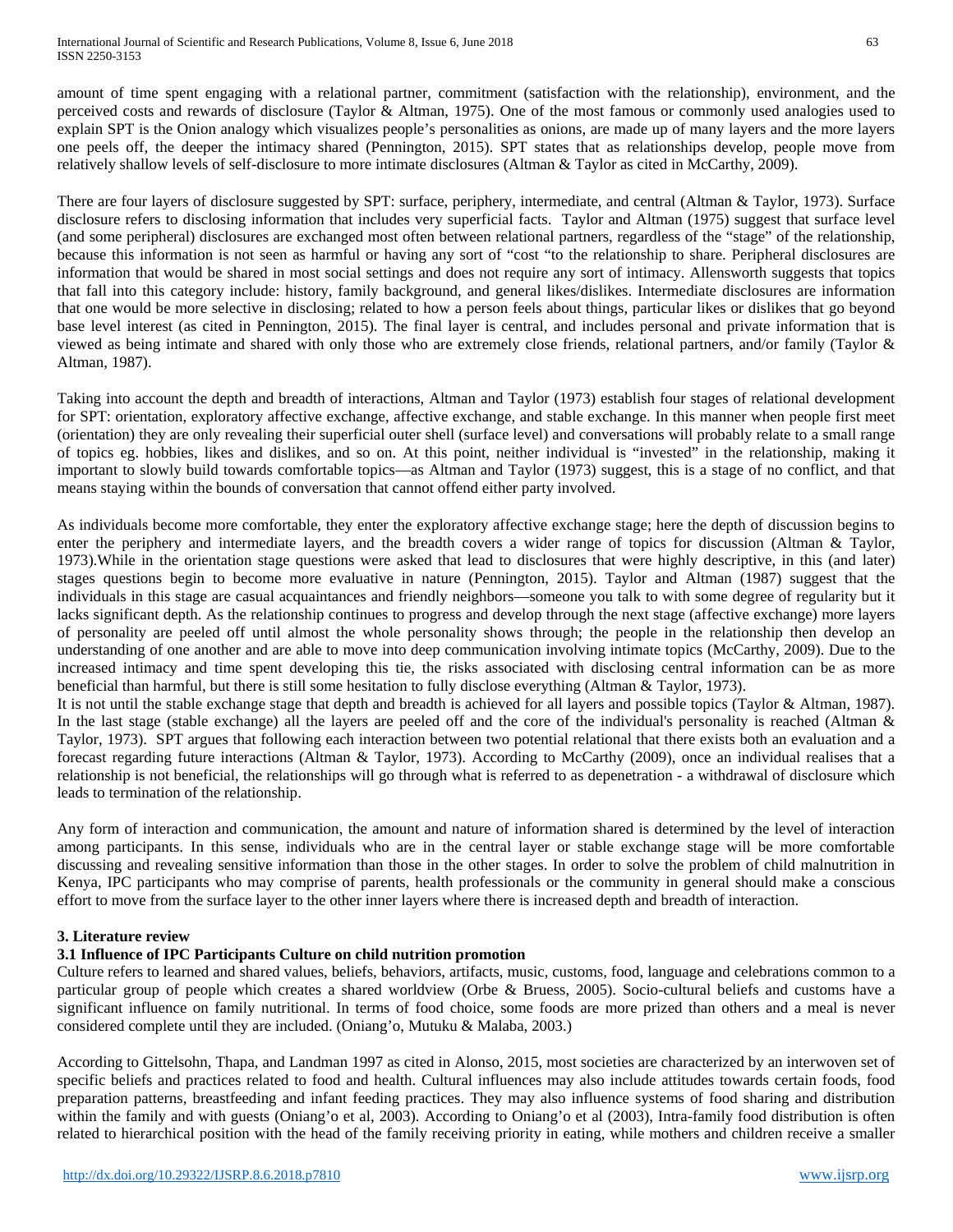amount of time spent engaging with a relational partner, commitment (satisfaction with the relationship), environment, and the perceived costs and rewards of disclosure (Taylor & Altman, 1975). One of the most famous or commonly used analogies used to explain SPT is the Onion analogy which visualizes people's personalities as onions, are made up of many layers and the more layers one peels off, the deeper the intimacy shared (Pennington, 2015). SPT states that as relationships develop, people move from relatively shallow levels of self-disclosure to more intimate disclosures (Altman & Taylor as cited in McCarthy, 2009).

There are four layers of disclosure suggested by SPT: surface, periphery, intermediate, and central (Altman & Taylor, 1973). Surface disclosure refers to disclosing information that includes very superficial facts. Taylor and Altman (1975) suggest that surface level (and some peripheral) disclosures are exchanged most often between relational partners, regardless of the "stage" of the relationship, because this information is not seen as harmful or having any sort of "cost "to the relationship to share. Peripheral disclosures are information that would be shared in most social settings and does not require any sort of intimacy. Allensworth suggests that topics that fall into this category include: history, family background, and general likes/dislikes. Intermediate disclosures are information that one would be more selective in disclosing; related to how a person feels about things, particular likes or dislikes that go beyond base level interest (as cited in Pennington, 2015). The final layer is central, and includes personal and private information that is viewed as being intimate and shared with only those who are extremely close friends, relational partners, and/or family (Taylor & Altman, 1987).

Taking into account the depth and breadth of interactions, Altman and Taylor (1973) establish four stages of relational development for SPT: orientation, exploratory affective exchange, affective exchange, and stable exchange. In this manner when people first meet (orientation) they are only revealing their superficial outer shell (surface level) and conversations will probably relate to a small range of topics eg. hobbies, likes and dislikes, and so on. At this point, neither individual is "invested" in the relationship, making it important to slowly build towards comfortable topics—as Altman and Taylor (1973) suggest, this is a stage of no conflict, and that means staying within the bounds of conversation that cannot offend either party involved.

As individuals become more comfortable, they enter the exploratory affective exchange stage; here the depth of discussion begins to enter the periphery and intermediate layers, and the breadth covers a wider range of topics for discussion (Altman & Taylor, 1973).While in the orientation stage questions were asked that lead to disclosures that were highly descriptive, in this (and later) stages questions begin to become more evaluative in nature (Pennington, 2015). Taylor and Altman (1987) suggest that the individuals in this stage are casual acquaintances and friendly neighbors—someone you talk to with some degree of regularity but it lacks significant depth. As the relationship continues to progress and develop through the next stage (affective exchange) more layers of personality are peeled off until almost the whole personality shows through; the people in the relationship then develop an understanding of one another and are able to move into deep communication involving intimate topics (McCarthy, 2009). Due to the increased intimacy and time spent developing this tie, the risks associated with disclosing central information can be as more beneficial than harmful, but there is still some hesitation to fully disclose everything (Altman & Taylor, 1973).
It is not until the stable exchange stage that depth and breadth is achieved for all layers and possible topics (Taylor & Altman, 1987). In the last stage (stable exchange) all the layers are peeled off and the core of the individual's personality is reached (Altman & Taylor, 1973). SPT argues that following each interaction between two potential relational that there exists both an evaluation and a forecast regarding future interactions (Altman & Taylor, 1973). According to McCarthy (2009), once an individual realises that a relationship is not beneficial, the relationships will go through what is referred to as depenetration - a withdrawal of disclosure which leads to termination of the relationship.

Any form of interaction and communication, the amount and nature of information shared is determined by the level of interaction among participants. In this sense, individuals who are in the central layer or stable exchange stage will be more comfortable discussing and revealing sensitive information than those in the other stages. In order to solve the problem of child malnutrition in Kenya, IPC participants who may comprise of parents, health professionals or the community in general should make a conscious effort to move from the surface layer to the other inner layers where there is increased depth and breadth of interaction.

## 3. Literature review

### 3.1 Influence of IPC Participants Culture on child nutrition promotion

Culture refers to learned and shared values, beliefs, behaviors, artifacts, music, customs, food, language and celebrations common to a particular group of people which creates a shared worldview (Orbe & Bruess, 2005). Socio-cultural beliefs and customs have a significant influence on family nutritional. In terms of food choice, some foods are more prized than others and a meal is never considered complete until they are included. (Oniang'o, Mutuku & Malaba, 2003.)

According to Gittelsohn, Thapa, and Landman 1997 as cited in Alonso, 2015, most societies are characterized by an interwoven set of specific beliefs and practices related to food and health. Cultural influences may also include attitudes towards certain foods, food preparation patterns, breastfeeding and infant feeding practices. They may also influence systems of food sharing and distribution within the family and with guests (Oniang'o et al, 2003). According to Oniang'o et al (2003), Intra-family food distribution is often related to hierarchical position with the head of the family receiving priority in eating, while mothers and children receive a smaller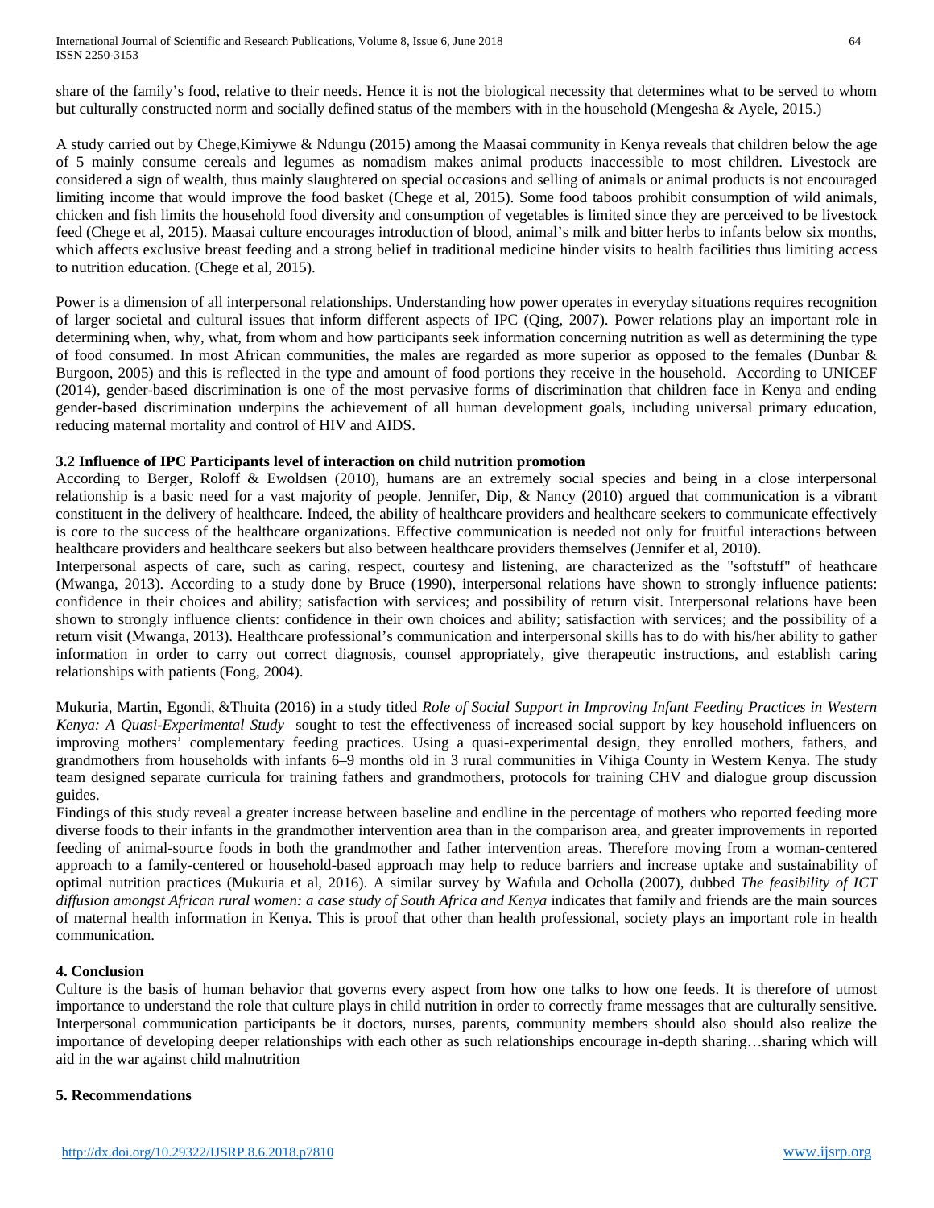share of the family's food, relative to their needs. Hence it is not the biological necessity that determines what to be served to whom but culturally constructed norm and socially defined status of the members with in the household (Mengesha & Ayele, 2015.)

A study carried out by Chege,Kimiywe & Ndungu (2015) among the Maasai community in Kenya reveals that children below the age of 5 mainly consume cereals and legumes as nomadism makes animal products inaccessible to most children. Livestock are considered a sign of wealth, thus mainly slaughtered on special occasions and selling of animals or animal products is not encouraged limiting income that would improve the food basket (Chege et al, 2015). Some food taboos prohibit consumption of wild animals, chicken and fish limits the household food diversity and consumption of vegetables is limited since they are perceived to be livestock feed (Chege et al, 2015). Maasai culture encourages introduction of blood, animal's milk and bitter herbs to infants below six months, which affects exclusive breast feeding and a strong belief in traditional medicine hinder visits to health facilities thus limiting access to nutrition education. (Chege et al, 2015).

Power is a dimension of all interpersonal relationships. Understanding how power operates in everyday situations requires recognition of larger societal and cultural issues that inform different aspects of IPC (Qing, 2007). Power relations play an important role in determining when, why, what, from whom and how participants seek information concerning nutrition as well as determining the type of food consumed. In most African communities, the males are regarded as more superior as opposed to the females (Dunbar & Burgoon, 2005) and this is reflected in the type and amount of food portions they receive in the household. According to UNICEF (2014), gender-based discrimination is one of the most pervasive forms of discrimination that children face in Kenya and ending gender-based discrimination underpins the achievement of all human development goals, including universal primary education, reducing maternal mortality and control of HIV and AIDS.

### 3.2 Influence of IPC Participants level of interaction on child nutrition promotion

According to Berger, Roloff & Ewoldsen (2010), humans are an extremely social species and being in a close interpersonal relationship is a basic need for a vast majority of people. Jennifer, Dip, & Nancy (2010) argued that communication is a vibrant constituent in the delivery of healthcare. Indeed, the ability of healthcare providers and healthcare seekers to communicate effectively is core to the success of the healthcare organizations. Effective communication is needed not only for fruitful interactions between healthcare providers and healthcare seekers but also between healthcare providers themselves (Jennifer et al, 2010).

Interpersonal aspects of care, such as caring, respect, courtesy and listening, are characterized as the "softstuff" of heathcare (Mwanga, 2013). According to a study done by Bruce (1990), interpersonal relations have shown to strongly influence patients: confidence in their choices and ability; satisfaction with services; and possibility of return visit. Interpersonal relations have been shown to strongly influence clients: confidence in their own choices and ability; satisfaction with services; and the possibility of a return visit (Mwanga, 2013). Healthcare professional's communication and interpersonal skills has to do with his/her ability to gather information in order to carry out correct diagnosis, counsel appropriately, give therapeutic instructions, and establish caring relationships with patients (Fong, 2004).

Mukuria, Martin, Egondi, &Thuita (2016) in a study titled *Role of Social Support in Improving Infant Feeding Practices in Western Kenya: A Quasi-Experimental Study* sought to test the effectiveness of increased social support by key household influencers on improving mothers' complementary feeding practices. Using a quasi-experimental design, they enrolled mothers, fathers, and grandmothers from households with infants 6–9 months old in 3 rural communities in Vihiga County in Western Kenya. The study team designed separate curricula for training fathers and grandmothers, protocols for training CHV and dialogue group discussion guides.

Findings of this study reveal a greater increase between baseline and endline in the percentage of mothers who reported feeding more diverse foods to their infants in the grandmother intervention area than in the comparison area, and greater improvements in reported feeding of animal-source foods in both the grandmother and father intervention areas. Therefore moving from a woman-centered approach to a family-centered or household-based approach may help to reduce barriers and increase uptake and sustainability of optimal nutrition practices (Mukuria et al, 2016). A similar survey by Wafula and Ocholla (2007), dubbed *The feasibility of ICT diffusion amongst African rural women: a case study of South Africa and Kenya* indicates that family and friends are the main sources of maternal health information in Kenya. This is proof that other than health professional, society plays an important role in health communication.

## 4. Conclusion

Culture is the basis of human behavior that governs every aspect from how one talks to how one feeds. It is therefore of utmost importance to understand the role that culture plays in child nutrition in order to correctly frame messages that are culturally sensitive. Interpersonal communication participants be it doctors, nurses, parents, community members should also should also realize the importance of developing deeper relationships with each other as such relationships encourage in-depth sharing…sharing which will aid in the war against child malnutrition

## 5. Recommendations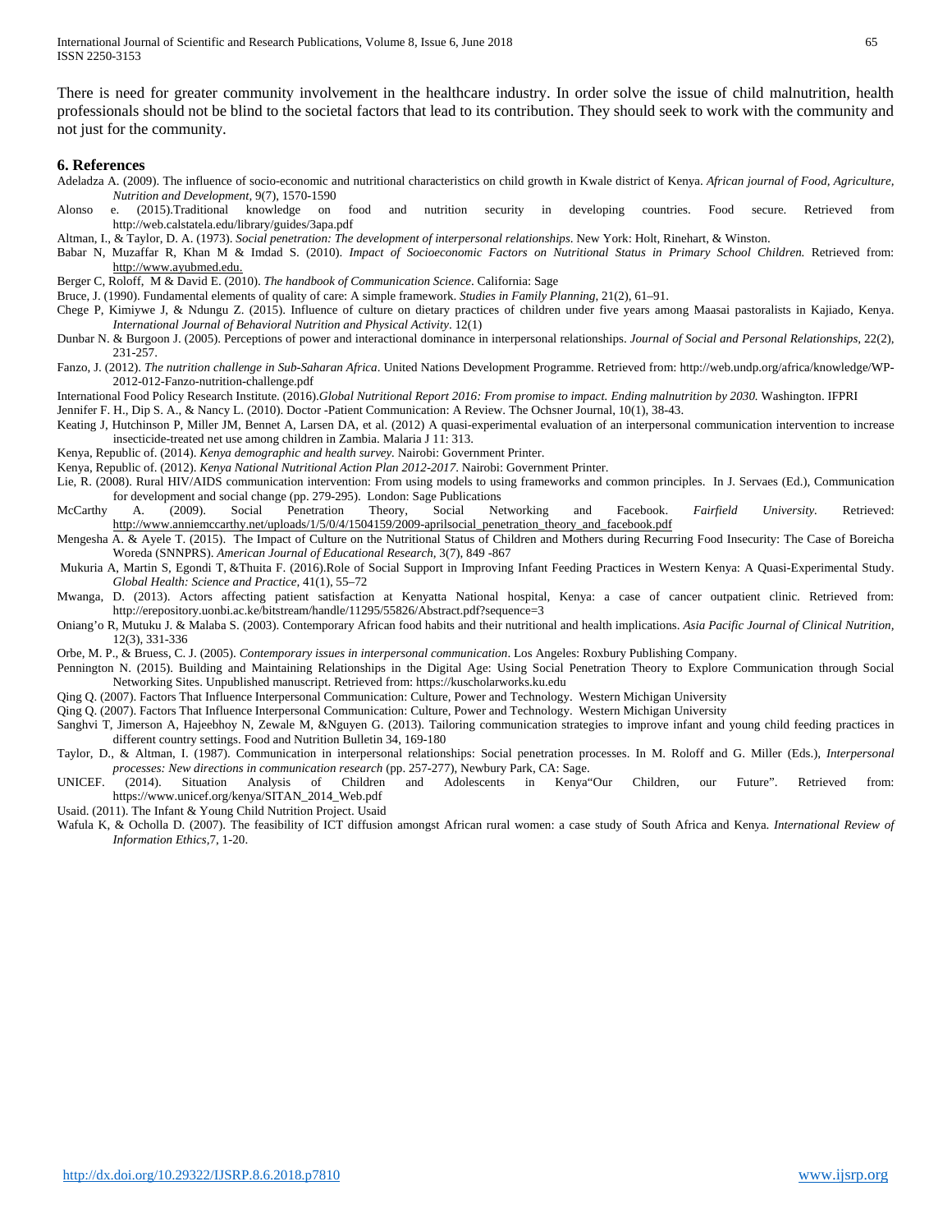There is need for greater community involvement in the healthcare industry. In order solve the issue of child malnutrition, health professionals should not be blind to the societal factors that lead to its contribution. They should seek to work with the community and not just for the community.

## 6. References

Adeladza A. (2009). The influence of socio-economic and nutritional characteristics on child growth in Kwale district of Kenya. *African journal of Food, Agriculture, Nutrition and Development,* 9(7), 1570-1590

Alonso e. (2015).Traditional knowledge on food and nutrition security in developing countries. Food secure. Retrieved from http://web.calstatela.edu/library/guides/3apa.pdf

Altman, I., & Taylor, D. A. (1973). *Social penetration: The development of interpersonal relationships*. New York: Holt, Rinehart, & Winston.

Babar N, Muzaffar R, Khan M & Imdad S. (2010). *Impact of Socioeconomic Factors on Nutritional Status in Primary School Children.* Retrieved from: http://www.ayubmed.edu.

Berger C, Roloff, M & David E. (2010). *The handbook of Communication Science*. California: Sage

Bruce, J. (1990). Fundamental elements of quality of care: A simple framework. *Studies in Family Planning*, 21(2), 61–91.

Chege P, Kimiywe J, & Ndungu Z. (2015). Influence of culture on dietary practices of children under five years among Maasai pastoralists in Kajiado, Kenya. *International Journal of Behavioral Nutrition and Physical Activity*. 12(1)

Dunbar N. & Burgoon J. (2005). Perceptions of power and interactional dominance in interpersonal relationships. *Journal of Social and Personal Relationships*, 22(2), 231-257.

Fanzo, J. (2012). *The nutrition challenge in Sub-Saharan Africa*. United Nations Development Programme. Retrieved from: http://web.undp.org/africa/knowledge/WP-2012-012-Fanzo-nutrition-challenge.pdf

International Food Policy Research Institute. (2016).*Global Nutritional Report 2016: From promise to impact. Ending malnutrition by 2030.* Washington. IFPRI

Jennifer F. H., Dip S. A., & Nancy L. (2010). Doctor -Patient Communication: A Review. The Ochsner Journal, 10(1), 38-43.

Keating J, Hutchinson P, Miller JM, Bennet A, Larsen DA, et al. (2012) A quasi-experimental evaluation of an interpersonal communication intervention to increase insecticide-treated net use among children in Zambia. Malaria J 11: 313.

Kenya, Republic of. (2014). *Kenya demographic and health survey.* Nairobi: Government Printer.

Kenya, Republic of. (2012). *Kenya National Nutritional Action Plan 2012-2017*. Nairobi: Government Printer.

Lie, R. (2008). Rural HIV/AIDS communication intervention: From using models to using frameworks and common principles. In J. Servaes (Ed.), Communication for development and social change (pp. 279-295). London: Sage Publications

McCarthy A. (2009). Social Penetration Theory, Social Networking and Facebook. *Fairfield University*. Retrieved: http://www.anniemccarthy.net/uploads/1/5/0/4/1504159/2009-aprilsocial_penetration_theory_and_facebook.pdf

Mengesha A. & Ayele T. (2015). The Impact of Culture on the Nutritional Status of Children and Mothers during Recurring Food Insecurity: The Case of Boreicha Woreda (SNNPRS). *American Journal of Educational Research,* 3(7), 849 -867

Mukuria A, Martin S, Egondi T, &Thuita F. (2016).Role of Social Support in Improving Infant Feeding Practices in Western Kenya: A Quasi-Experimental Study. *Global Health: Science and Practice,* 41(1), 55–72

Mwanga, D. (2013). Actors affecting patient satisfaction at Kenyatta National hospital, Kenya: a case of cancer outpatient clinic. Retrieved from: http://erepository.uonbi.ac.ke/bitstream/handle/11295/55826/Abstract.pdf?sequence=3

Oniang'o R, Mutuku J. & Malaba S. (2003). Contemporary African food habits and their nutritional and health implications. *Asia Pacific Journal of Clinical Nutrition,* 12(3), 331-336

Orbe, M. P., & Bruess, C. J. (2005). *Contemporary issues in interpersonal communication*. Los Angeles: Roxbury Publishing Company.

Pennington N. (2015). Building and Maintaining Relationships in the Digital Age: Using Social Penetration Theory to Explore Communication through Social Networking Sites. Unpublished manuscript. Retrieved from: https://kuscholarworks.ku.edu

Qing Q. (2007). Factors That Influence Interpersonal Communication: Culture, Power and Technology. Western Michigan University

Qing Q. (2007). Factors That Influence Interpersonal Communication: Culture, Power and Technology. Western Michigan University

Sanghvi T, Jimerson A, Hajeebhoy N, Zewale M, &Nguyen G. (2013). Tailoring communication strategies to improve infant and young child feeding practices in different country settings. Food and Nutrition Bulletin 34, 169-180

Taylor, D., & Altman, I. (1987). Communication in interpersonal relationships: Social penetration processes. In M. Roloff and G. Miller (Eds.), *Interpersonal processes: New directions in communication research* (pp. 257-277), Newbury Park, CA: Sage.

UNICEF. (2014). Situation Analysis of Children and Adolescents in Kenya"Our Children, our Future". Retrieved from: https://www.unicef.org/kenya/SITAN_2014_Web.pdf

Usaid. (2011). The Infant & Young Child Nutrition Project. Usaid

Wafula K, & Ocholla D. (2007). The feasibility of ICT diffusion amongst African rural women: a case study of South Africa and Kenya. *International Review of Information Ethics*,7, 1-20.